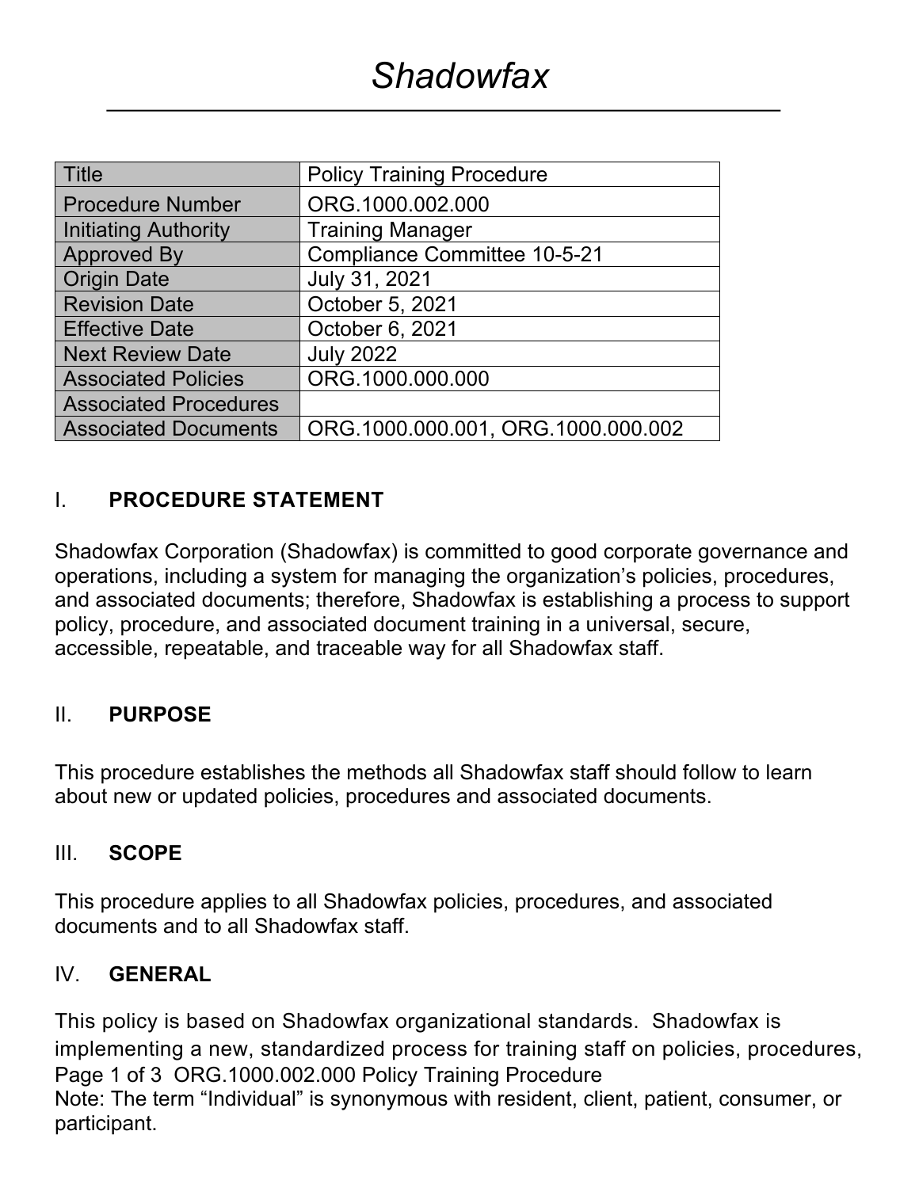# *Shadowfax*

| Title | Policy Training Procedure |
|---|---|
| Procedure Number | ORG.1000.002.000 |
| Initiating Authority | Training Manager |
| Approved By | Compliance Committee 10-5-21 |
| Origin Date | July 31, 2021 |
| Revision Date | October 5, 2021 |
| Effective Date | October 6, 2021 |
| Next Review Date | July 2022 |
| Associated Policies | ORG.1000.000.000 |
| Associated Procedures | |
| Associated Documents | ORG.1000.000.001, ORG.1000.000.002 |

## I. PROCEDURE STATEMENT

Shadowfax Corporation (Shadowfax) is committed to good corporate governance and operations, including a system for managing the organization's policies, procedures, and associated documents; therefore, Shadowfax is establishing a process to support policy, procedure, and associated document training in a universal, secure, accessible, repeatable, and traceable way for all Shadowfax staff.

## II. PURPOSE

This procedure establishes the methods all Shadowfax staff should follow to learn about new or updated policies, procedures and associated documents.

## III. SCOPE

This procedure applies to all Shadowfax policies, procedures, and associated documents and to all Shadowfax staff.

## IV. GENERAL

This policy is based on Shadowfax organizational standards. Shadowfax is implementing a new, standardized process for training staff on policies, procedures,

Note: The term "Individual" is synonymous with resident, client, patient, consumer, or participant.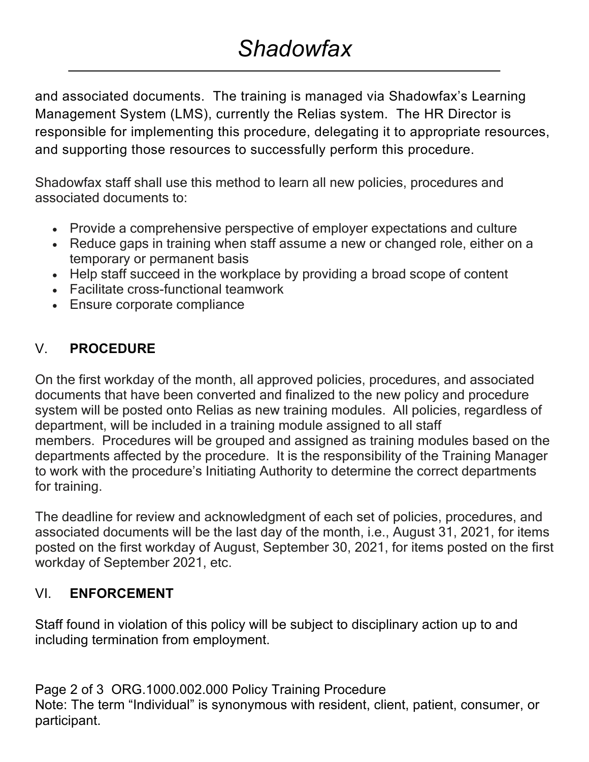and associated documents. The training is managed via Shadowfax's Learning Management System (LMS), currently the Relias system. The HR Director is responsible for implementing this procedure, delegating it to appropriate resources, and supporting those resources to successfully perform this procedure.

Shadowfax staff shall use this method to learn all new policies, procedures and associated documents to:

- Provide a comprehensive perspective of employer expectations and culture
- Reduce gaps in training when staff assume a new or changed role, either on a temporary or permanent basis
- Help staff succeed in the workplace by providing a broad scope of content
- Facilitate cross-functional teamwork
- Ensure corporate compliance

## V. PROCEDURE

On the first workday of the month, all approved policies, procedures, and associated documents that have been converted and finalized to the new policy and procedure system will be posted onto Relias as new training modules. All policies, regardless of department, will be included in a training module assigned to all staff members. Procedures will be grouped and assigned as training modules based on the departments affected by the procedure. It is the responsibility of the Training Manager to work with the procedure's Initiating Authority to determine the correct departments for training.

The deadline for review and acknowledgment of each set of policies, procedures, and associated documents will be the last day of the month, i.e., August 31, 2021, for items posted on the first workday of August, September 30, 2021, for items posted on the first workday of September 2021, etc.

## VI. ENFORCEMENT

Staff found in violation of this policy will be subject to disciplinary action up to and including termination from employment.

Note: The term "Individual" is synonymous with resident, client, patient, consumer, or participant.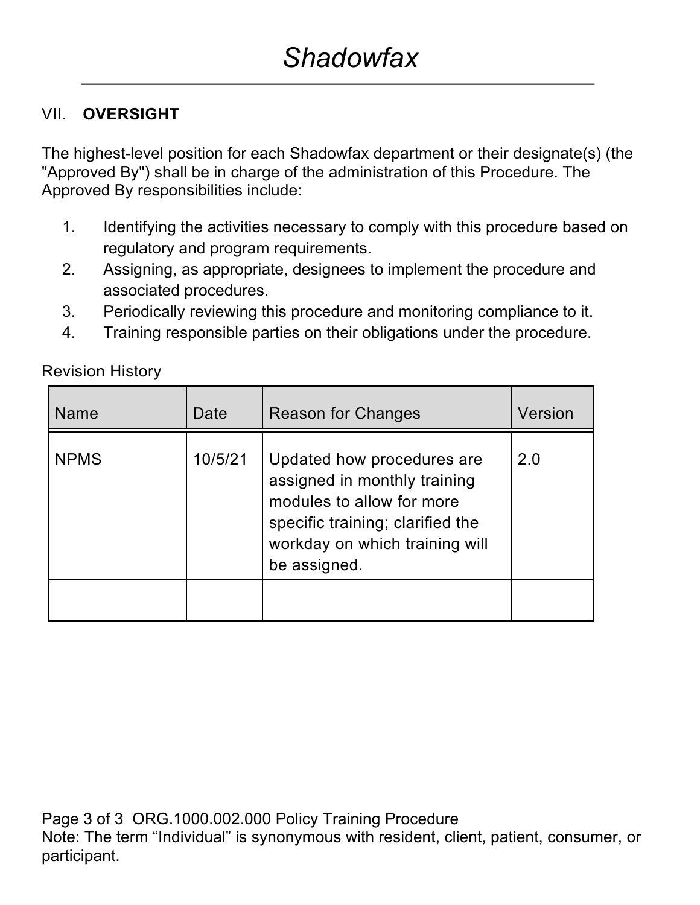## VII. **OVERSIGHT**

The highest-level position for each Shadowfax department or their designate(s) (the "Approved By") shall be in charge of the administration of this Procedure. The Approved By responsibilities include:

1. Identifying the activities necessary to comply with this procedure based on regulatory and program requirements.
2. Assigning, as appropriate, designees to implement the procedure and associated procedures.
3. Periodically reviewing this procedure and monitoring compliance to it.
4. Training responsible parties on their obligations under the procedure.

Revision History

| Name | Date | Reason for Changes | Version |
|---|---|---|---|
| NPMS | 10/5/21 | Updated how procedures are assigned in monthly training modules to allow for more specific training; clarified the workday on which training will be assigned. | 2.0 |
| | | | |

Note: The term “Individual” is synonymous with resident, client, patient, consumer, or participant.